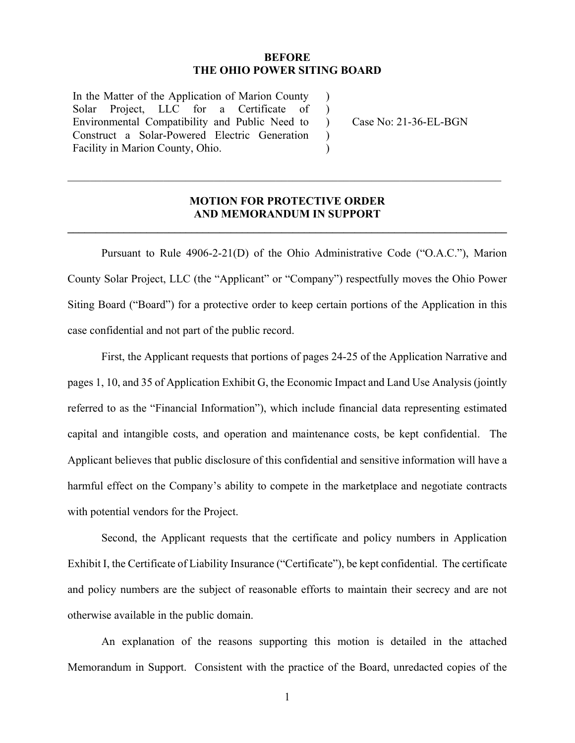**BEFORE**
**THE OHIO POWER SITING BOARD**

| | | |
|---|---|---|
| In the Matter of the Application of Marion County Solar Project, LLC for a Certificate of Environmental Compatibility and Public Need to Construct a Solar-Powered Electric Generation Facility in Marion County, Ohio. | ) ) ) ) ) | Case No: 21-36-EL-BGN |

---

**MOTION FOR PROTECTIVE ORDER**
**AND MEMORANDUM IN SUPPORT**

---

Pursuant to Rule 4906-2-21(D) of the Ohio Administrative Code ("O.A.C."), Marion County Solar Project, LLC (the "Applicant" or "Company") respectfully moves the Ohio Power Siting Board ("Board") for a protective order to keep certain portions of the Application in this case confidential and not part of the public record.

First, the Applicant requests that portions of pages 24-25 of the Application Narrative and pages 1, 10, and 35 of Application Exhibit G, the Economic Impact and Land Use Analysis (jointly referred to as the "Financial Information"), which include financial data representing estimated capital and intangible costs, and operation and maintenance costs, be kept confidential. The Applicant believes that public disclosure of this confidential and sensitive information will have a harmful effect on the Company's ability to compete in the marketplace and negotiate contracts with potential vendors for the Project.

Second, the Applicant requests that the certificate and policy numbers in Application Exhibit I, the Certificate of Liability Insurance ("Certificate"), be kept confidential. The certificate and policy numbers are the subject of reasonable efforts to maintain their secrecy and are not otherwise available in the public domain.

An explanation of the reasons supporting this motion is detailed in the attached Memorandum in Support. Consistent with the practice of the Board, unredacted copies of the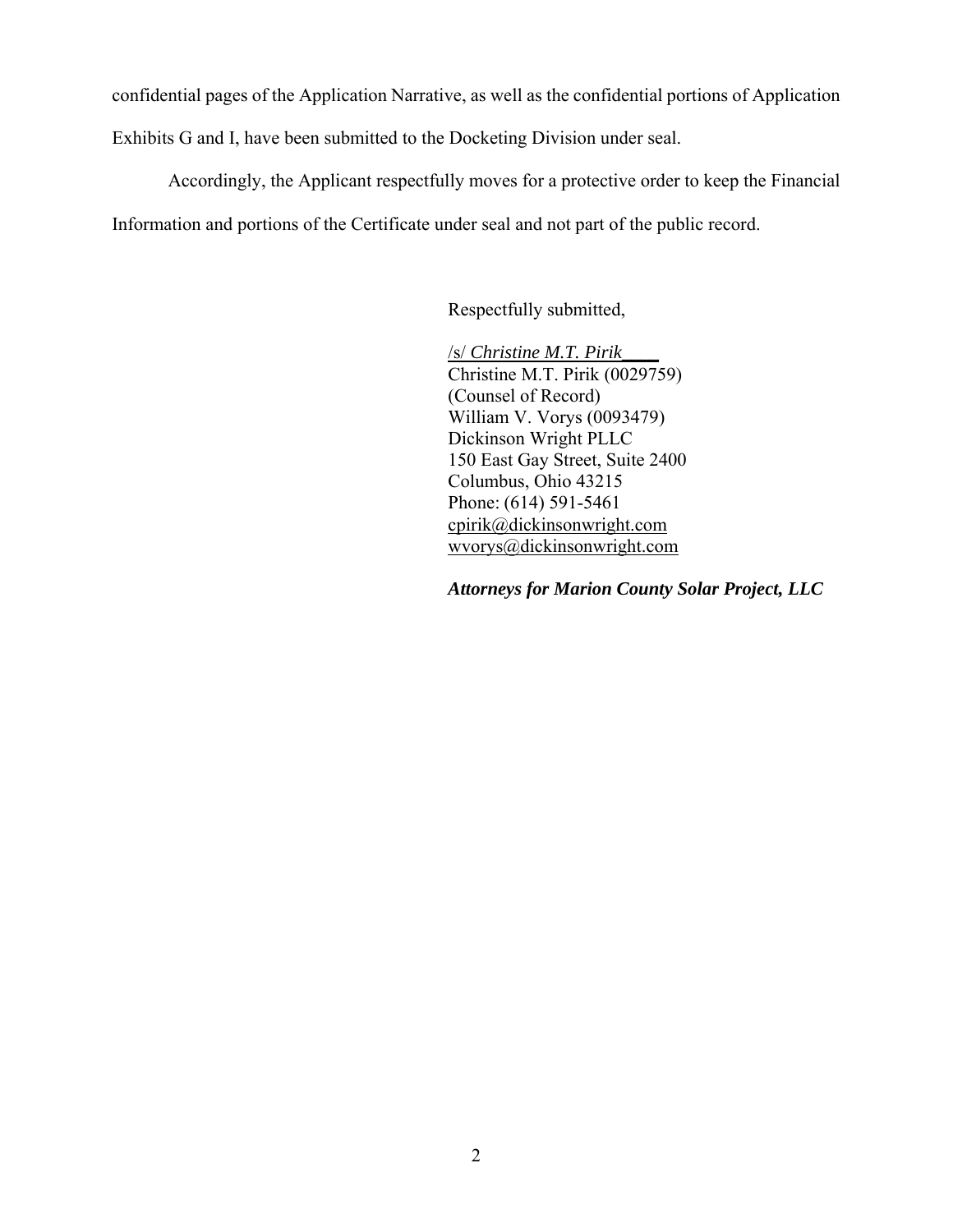confidential pages of the Application Narrative, as well as the confidential portions of Application Exhibits G and I, have been submitted to the Docketing Division under seal.

Accordingly, the Applicant respectfully moves for a protective order to keep the Financial Information and portions of the Certificate under seal and not part of the public record.

Respectfully submitted,

/s/ *Christine M.T. Pirik*\_\_\_\_  
Christine M.T. Pirik (0029759)  
(Counsel of Record)  
William V. Vorys (0093479)  
Dickinson Wright PLLC  
150 East Gay Street, Suite 2400  
Columbus, Ohio 43215  
Phone: (614) 591-5461  
cpirik@dickinsonwright.com  
wvorys@dickinsonwright.com

***Attorneys for Marion County Solar Project, LLC***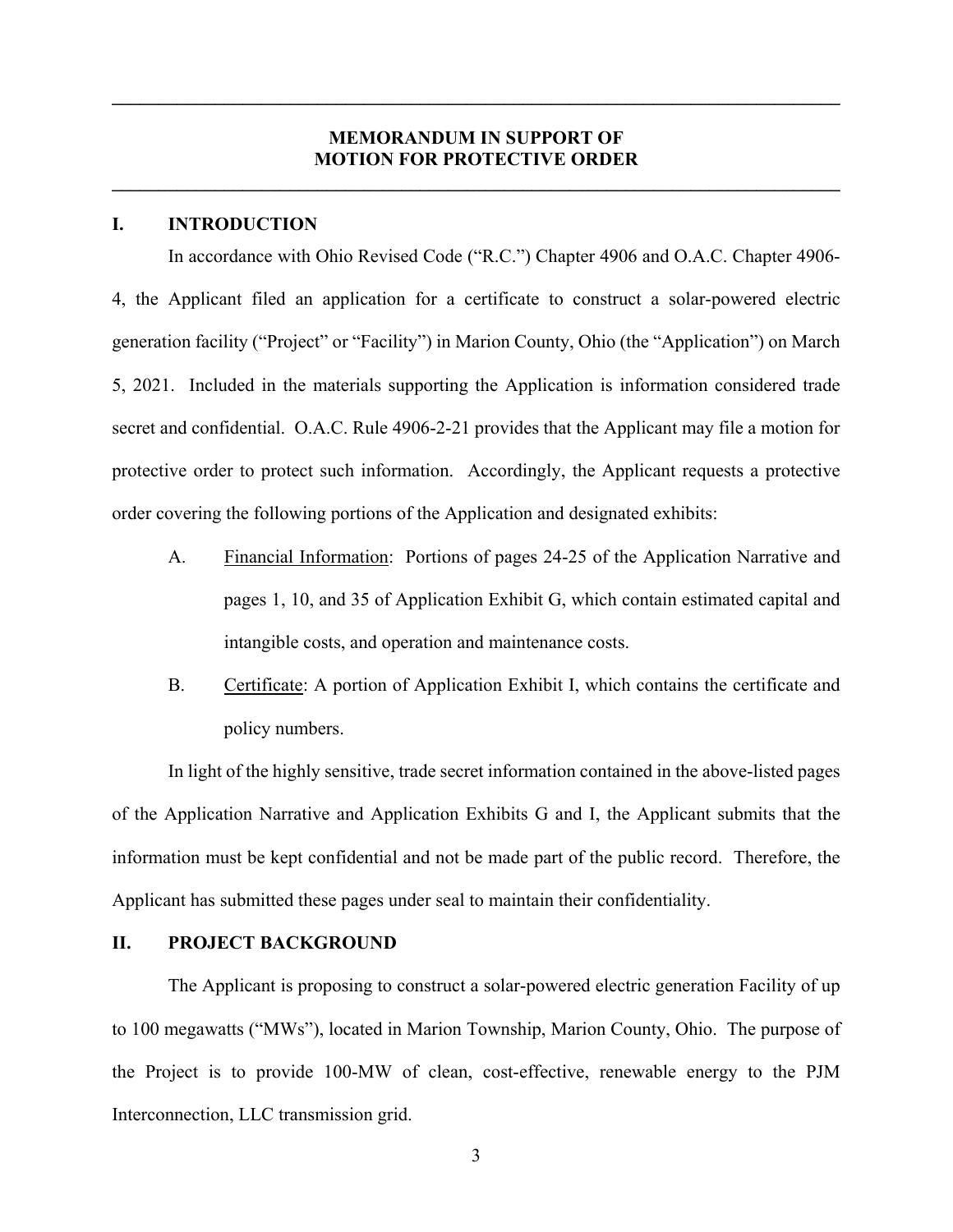## MEMORANDUM IN SUPPORT OF MOTION FOR PROTECTIVE ORDER

### I. INTRODUCTION

In accordance with Ohio Revised Code ("R.C.") Chapter 4906 and O.A.C. Chapter 4906-4, the Applicant filed an application for a certificate to construct a solar-powered electric generation facility ("Project" or "Facility") in Marion County, Ohio (the "Application") on March 5, 2021. Included in the materials supporting the Application is information considered trade secret and confidential. O.A.C. Rule 4906-2-21 provides that the Applicant may file a motion for protective order to protect such information. Accordingly, the Applicant requests a protective order covering the following portions of the Application and designated exhibits:

A. Financial Information: Portions of pages 24-25 of the Application Narrative and pages 1, 10, and 35 of Application Exhibit G, which contain estimated capital and intangible costs, and operation and maintenance costs.

B. Certificate: A portion of Application Exhibit I, which contains the certificate and policy numbers.

In light of the highly sensitive, trade secret information contained in the above-listed pages of the Application Narrative and Application Exhibits G and I, the Applicant submits that the information must be kept confidential and not be made part of the public record. Therefore, the Applicant has submitted these pages under seal to maintain their confidentiality.

### II. PROJECT BACKGROUND

The Applicant is proposing to construct a solar-powered electric generation Facility of up to 100 megawatts ("MWs"), located in Marion Township, Marion County, Ohio. The purpose of the Project is to provide 100-MW of clean, cost-effective, renewable energy to the PJM Interconnection, LLC transmission grid.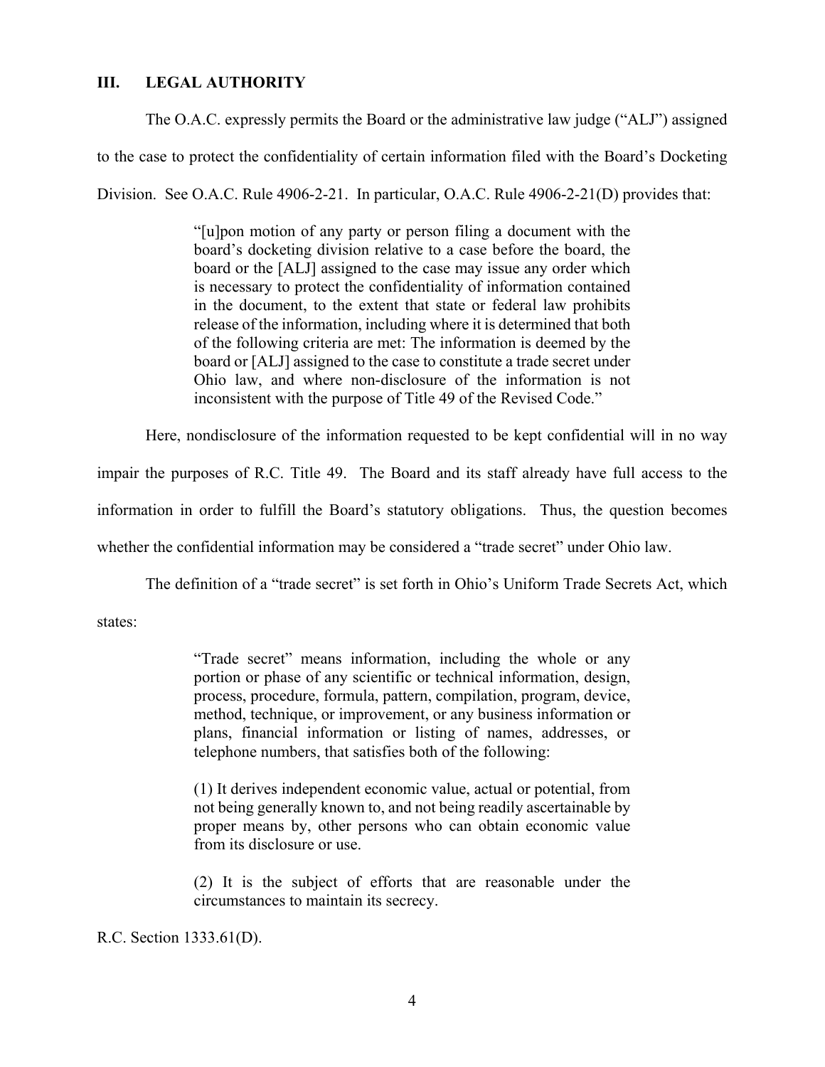## III. LEGAL AUTHORITY

The O.A.C. expressly permits the Board or the administrative law judge ("ALJ") assigned to the case to protect the confidentiality of certain information filed with the Board's Docketing Division. See O.A.C. Rule 4906-2-21. In particular, O.A.C. Rule 4906-2-21(D) provides that:

> "[u]pon motion of any party or person filing a document with the board's docketing division relative to a case before the board, the board or the [ALJ] assigned to the case may issue any order which is necessary to protect the confidentiality of information contained in the document, to the extent that state or federal law prohibits release of the information, including where it is determined that both of the following criteria are met: The information is deemed by the board or [ALJ] assigned to the case to constitute a trade secret under Ohio law, and where non-disclosure of the information is not inconsistent with the purpose of Title 49 of the Revised Code."

Here, nondisclosure of the information requested to be kept confidential will in no way impair the purposes of R.C. Title 49. The Board and its staff already have full access to the information in order to fulfill the Board's statutory obligations. Thus, the question becomes whether the confidential information may be considered a "trade secret" under Ohio law.

The definition of a "trade secret" is set forth in Ohio's Uniform Trade Secrets Act, which states:

> "Trade secret" means information, including the whole or any portion or phase of any scientific or technical information, design, process, procedure, formula, pattern, compilation, program, device, method, technique, or improvement, or any business information or plans, financial information or listing of names, addresses, or telephone numbers, that satisfies both of the following:
>
> (1) It derives independent economic value, actual or potential, from not being generally known to, and not being readily ascertainable by proper means by, other persons who can obtain economic value from its disclosure or use.
>
> (2) It is the subject of efforts that are reasonable under the circumstances to maintain its secrecy.

R.C. Section 1333.61(D).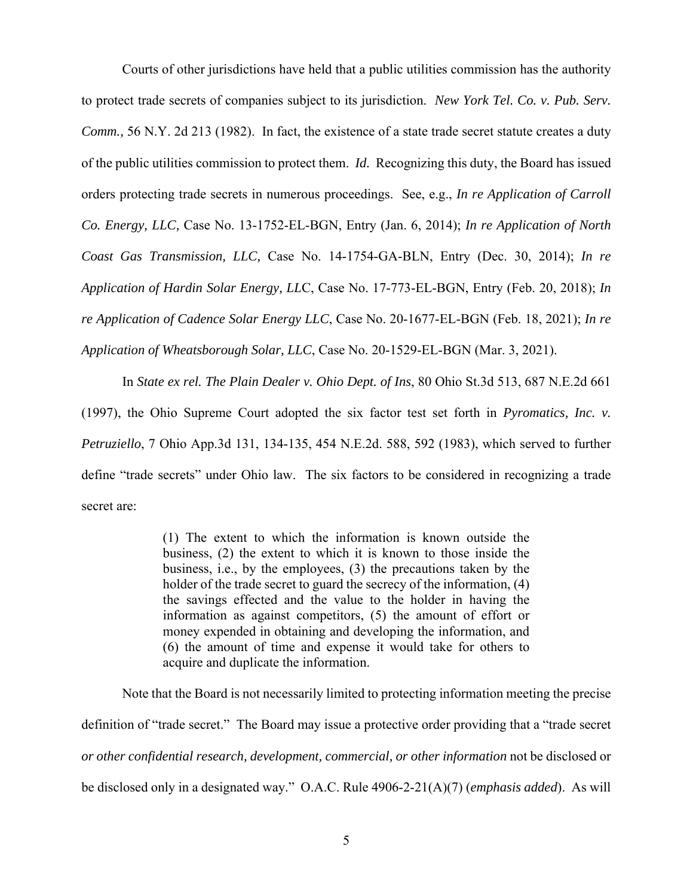Courts of other jurisdictions have held that a public utilities commission has the authority to protect trade secrets of companies subject to its jurisdiction. *New York Tel. Co. v. Pub. Serv. Comm.,* 56 N.Y. 2d 213 (1982). In fact, the existence of a state trade secret statute creates a duty of the public utilities commission to protect them. *Id.* Recognizing this duty, the Board has issued orders protecting trade secrets in numerous proceedings. See, e.g., *In re Application of Carroll Co. Energy, LLC,* Case No. 13-1752-EL-BGN, Entry (Jan. 6, 2014); *In re Application of North Coast Gas Transmission, LLC,* Case No. 14-1754-GA-BLN, Entry (Dec. 30, 2014); *In re Application of Hardin Solar Energy, LLC*, Case No. 17-773-EL-BGN, Entry (Feb. 20, 2018); *In re Application of Cadence Solar Energy LLC*, Case No. 20-1677-EL-BGN (Feb. 18, 2021); *In re Application of Wheatsborough Solar, LLC*, Case No. 20-1529-EL-BGN (Mar. 3, 2021).

In *State ex rel. The Plain Dealer v. Ohio Dept. of Ins*, 80 Ohio St.3d 513, 687 N.E.2d 661 (1997), the Ohio Supreme Court adopted the six factor test set forth in *Pyromatics, Inc. v. Petruziello*, 7 Ohio App.3d 131, 134-135, 454 N.E.2d. 588, 592 (1983), which served to further define "trade secrets" under Ohio law. The six factors to be considered in recognizing a trade secret are:

> (1) The extent to which the information is known outside the business, (2) the extent to which it is known to those inside the business, i.e., by the employees, (3) the precautions taken by the holder of the trade secret to guard the secrecy of the information, (4) the savings effected and the value to the holder in having the information as against competitors, (5) the amount of effort or money expended in obtaining and developing the information, and (6) the amount of time and expense it would take for others to acquire and duplicate the information.

Note that the Board is not necessarily limited to protecting information meeting the precise definition of "trade secret." The Board may issue a protective order providing that a "trade secret *or other confidential research, development, commercial, or other information* not be disclosed or be disclosed only in a designated way." O.A.C. Rule 4906-2-21(A)(7) (*emphasis added*). As will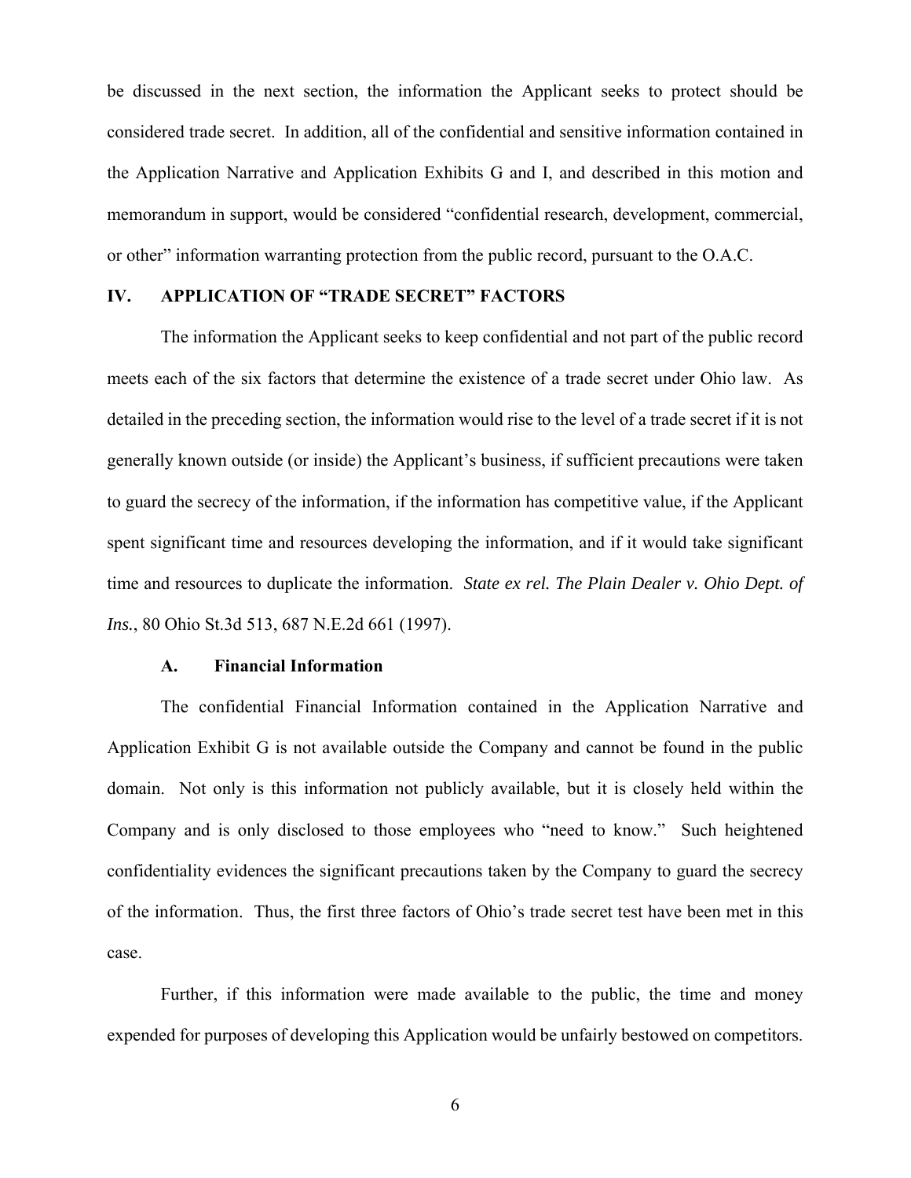be discussed in the next section, the information the Applicant seeks to protect should be considered trade secret. In addition, all of the confidential and sensitive information contained in the Application Narrative and Application Exhibits G and I, and described in this motion and memorandum in support, would be considered "confidential research, development, commercial, or other" information warranting protection from the public record, pursuant to the O.A.C.

## IV. APPLICATION OF "TRADE SECRET" FACTORS

The information the Applicant seeks to keep confidential and not part of the public record meets each of the six factors that determine the existence of a trade secret under Ohio law. As detailed in the preceding section, the information would rise to the level of a trade secret if it is not generally known outside (or inside) the Applicant's business, if sufficient precautions were taken to guard the secrecy of the information, if the information has competitive value, if the Applicant spent significant time and resources developing the information, and if it would take significant time and resources to duplicate the information. *State ex rel. The Plain Dealer v. Ohio Dept. of Ins.*, 80 Ohio St.3d 513, 687 N.E.2d 661 (1997).

### A. Financial Information

The confidential Financial Information contained in the Application Narrative and Application Exhibit G is not available outside the Company and cannot be found in the public domain. Not only is this information not publicly available, but it is closely held within the Company and is only disclosed to those employees who "need to know." Such heightened confidentiality evidences the significant precautions taken by the Company to guard the secrecy of the information. Thus, the first three factors of Ohio's trade secret test have been met in this case.

Further, if this information were made available to the public, the time and money expended for purposes of developing this Application would be unfairly bestowed on competitors.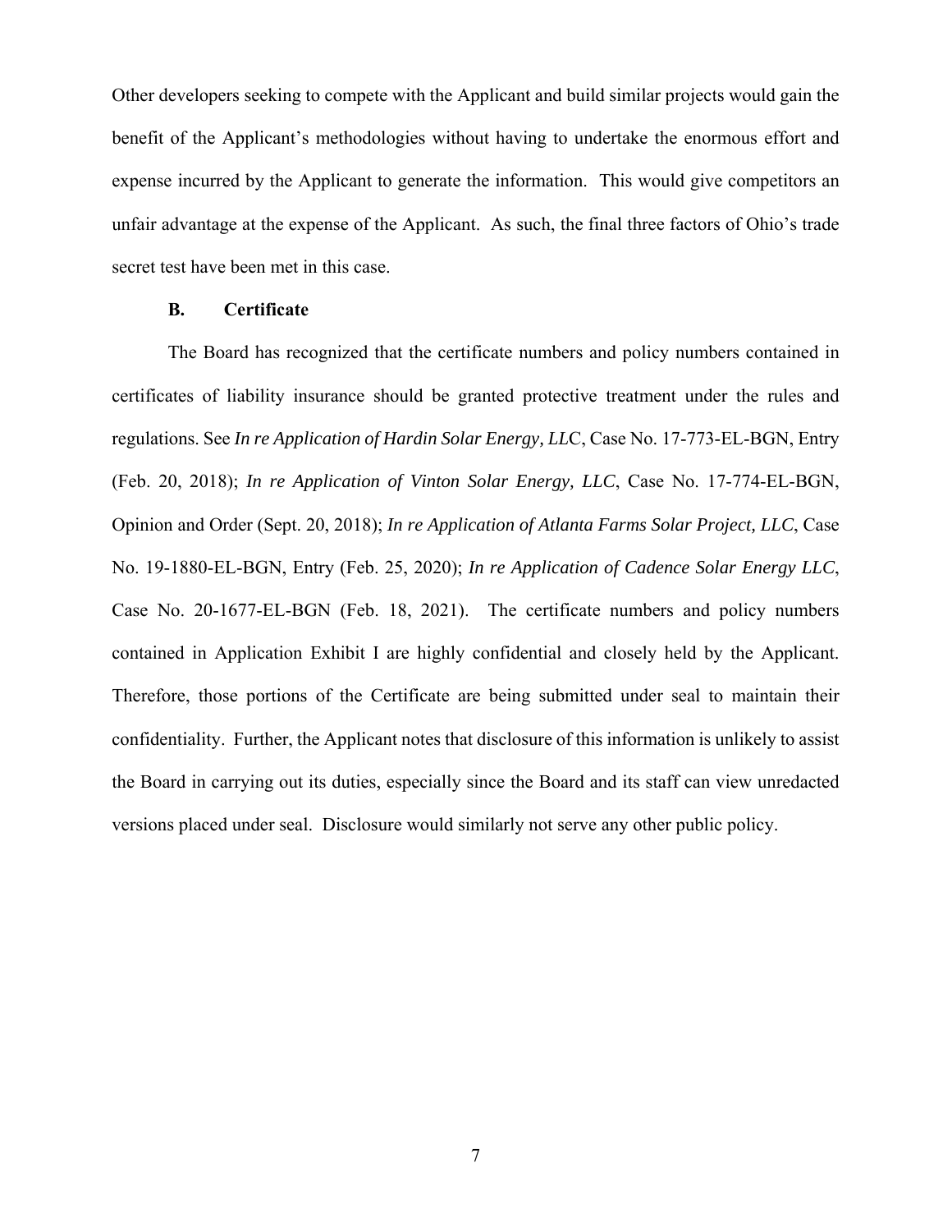Other developers seeking to compete with the Applicant and build similar projects would gain the benefit of the Applicant's methodologies without having to undertake the enormous effort and expense incurred by the Applicant to generate the information. This would give competitors an unfair advantage at the expense of the Applicant. As such, the final three factors of Ohio's trade secret test have been met in this case.

### B. Certificate

The Board has recognized that the certificate numbers and policy numbers contained in certificates of liability insurance should be granted protective treatment under the rules and regulations. See *In re Application of Hardin Solar Energy, LL*C, Case No. 17-773-EL-BGN, Entry (Feb. 20, 2018); *In re Application of Vinton Solar Energy, LLC*, Case No. 17-774-EL-BGN, Opinion and Order (Sept. 20, 2018); *In re Application of Atlanta Farms Solar Project, LLC*, Case No. 19-1880-EL-BGN, Entry (Feb. 25, 2020); *In re Application of Cadence Solar Energy LLC*, Case No. 20-1677-EL-BGN (Feb. 18, 2021). The certificate numbers and policy numbers contained in Application Exhibit I are highly confidential and closely held by the Applicant. Therefore, those portions of the Certificate are being submitted under seal to maintain their confidentiality. Further, the Applicant notes that disclosure of this information is unlikely to assist the Board in carrying out its duties, especially since the Board and its staff can view unredacted versions placed under seal. Disclosure would similarly not serve any other public policy.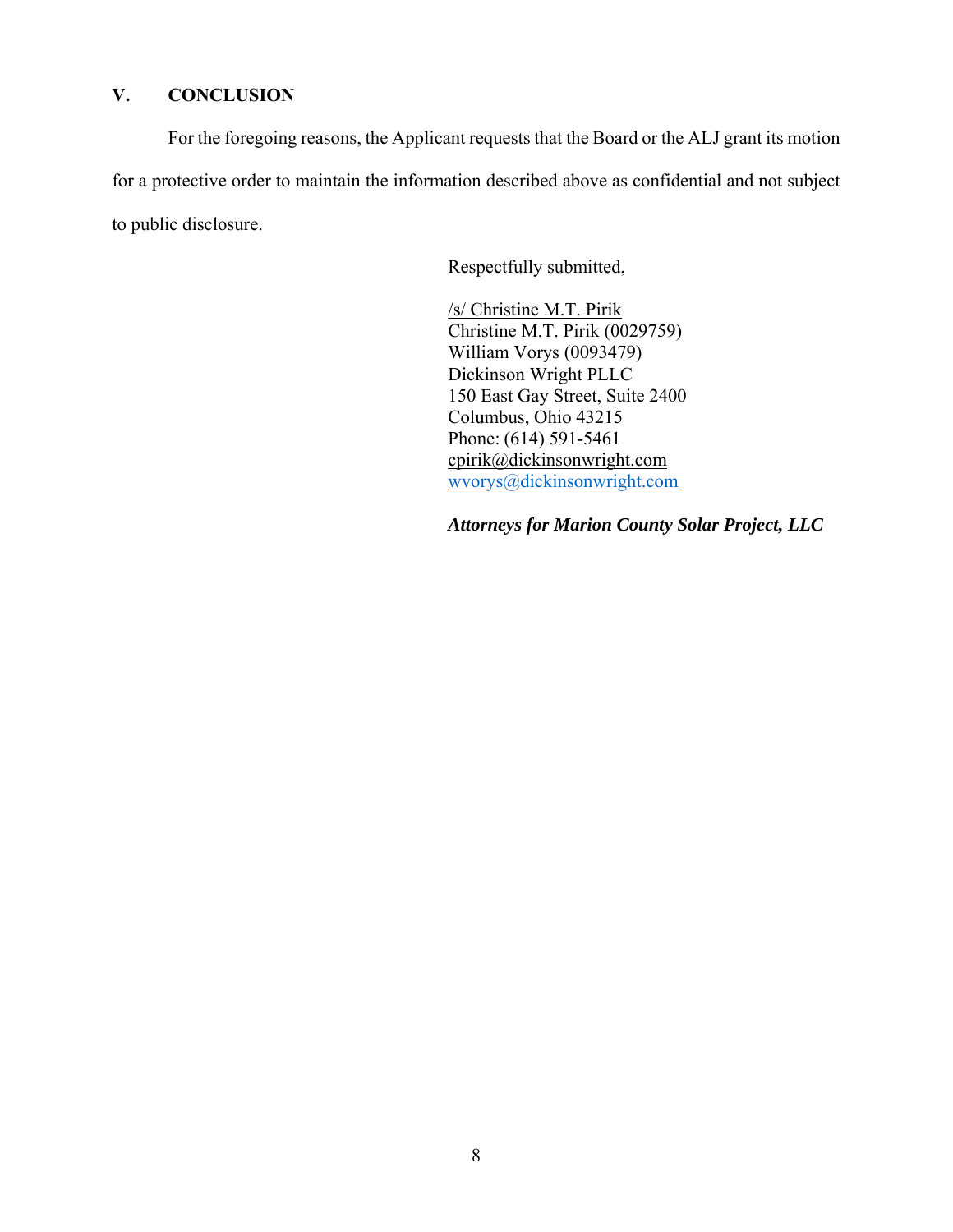## V. CONCLUSION

For the foregoing reasons, the Applicant requests that the Board or the ALJ grant its motion for a protective order to maintain the information described above as confidential and not subject to public disclosure.

Respectfully submitted,

/s/ Christine M.T. Pirik
Christine M.T. Pirik (0029759)
William Vorys (0093479)
Dickinson Wright PLLC
150 East Gay Street, Suite 2400
Columbus, Ohio 43215
Phone: (614) 591-5461
cpirik@dickinsonwright.com
wvorys@dickinsonwright.com

***Attorneys for Marion County Solar Project, LLC***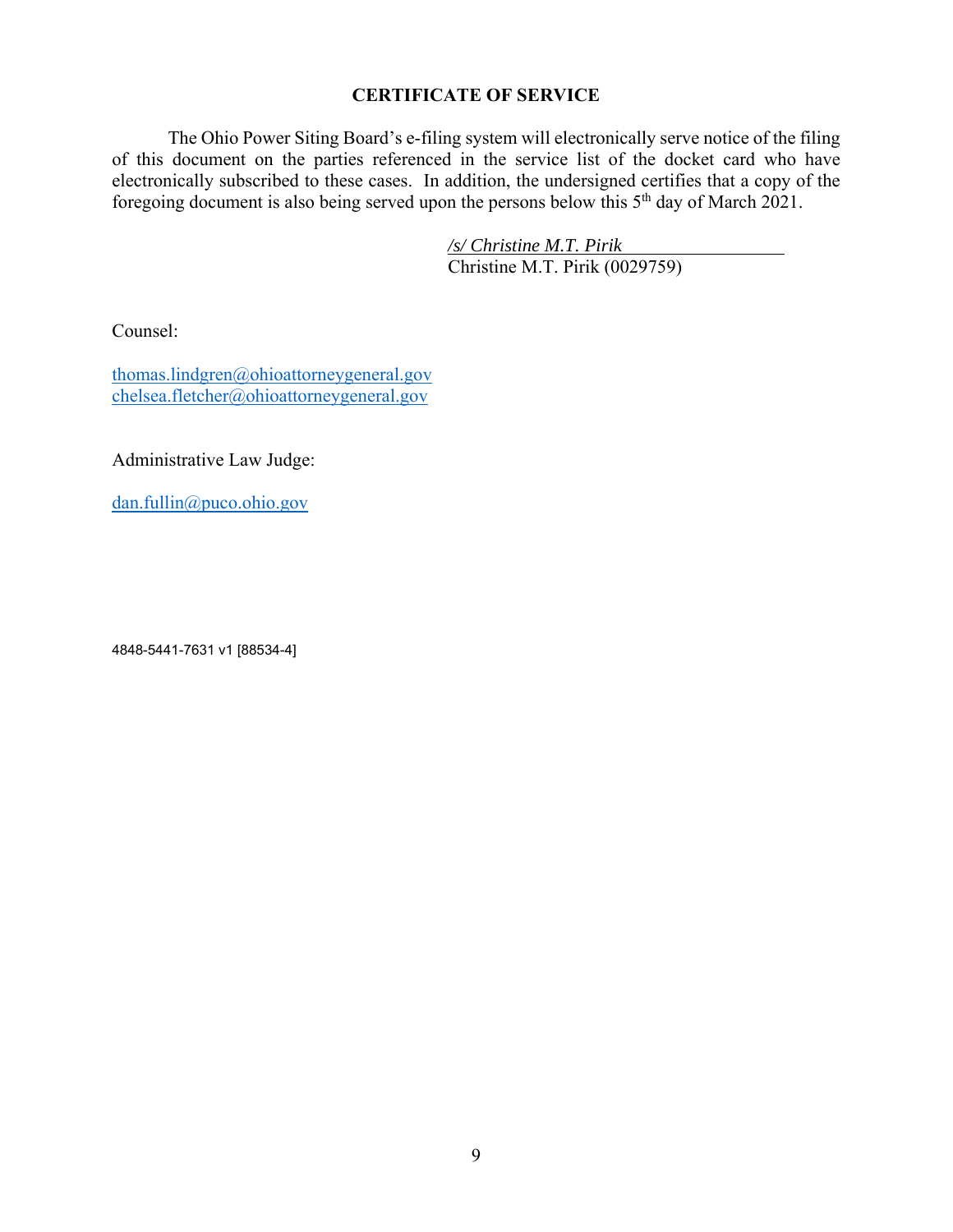## CERTIFICATE OF SERVICE

The Ohio Power Siting Board's e-filing system will electronically serve notice of the filing of this document on the parties referenced in the service list of the docket card who have electronically subscribed to these cases. In addition, the undersigned certifies that a copy of the foregoing document is also being served upon the persons below this 5th day of March 2021.

*/s/ Christine M.T. Pirik*
Christine M.T. Pirik (0029759)

Counsel:

thomas.lindgren@ohioattorneygeneral.gov
chelsea.fletcher@ohioattorneygeneral.gov

Administrative Law Judge:

dan.fullin@puco.ohio.gov

4848-5441-7631 v1 [88534-4]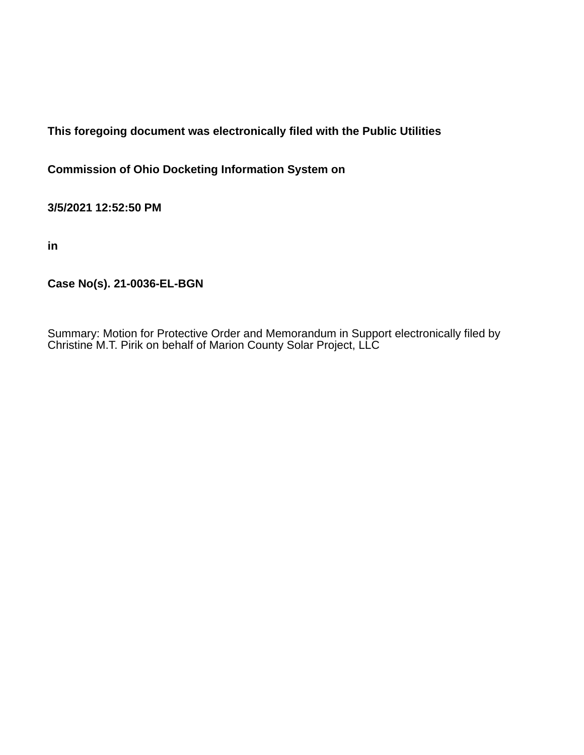**This foregoing document was electronically filed with the Public Utilities**

**Commission of Ohio Docketing Information System on**

**3/5/2021 12:52:50 PM**

**in**

**Case No(s). 21-0036-EL-BGN**

Summary: Motion for Protective Order and Memorandum in Support electronically filed by Christine M.T. Pirik on behalf of Marion County Solar Project, LLC